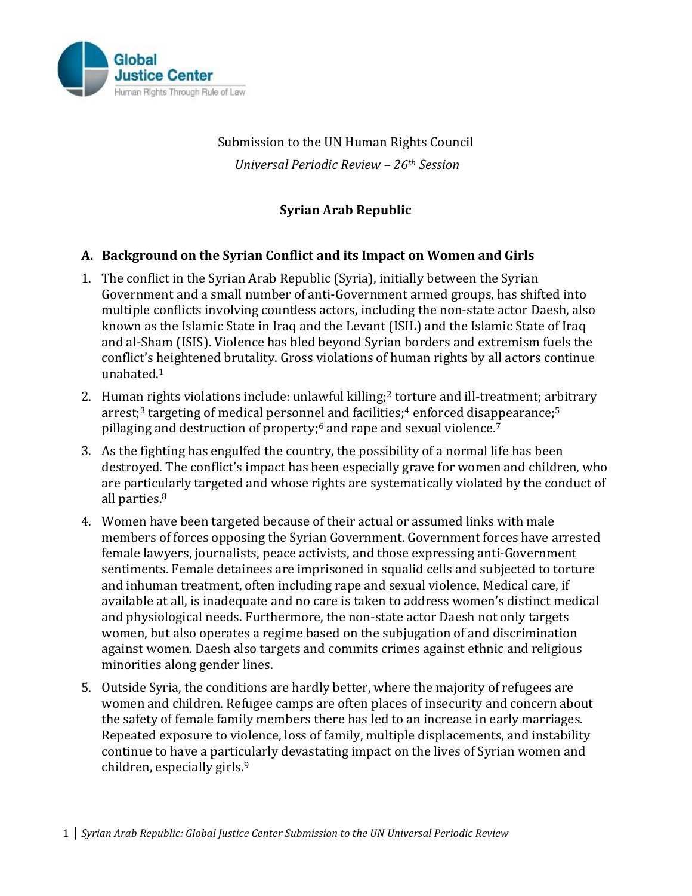Global Justice Center
Human Rights Through Rule of Law

Submission to the UN Human Rights Council

*Universal Periodic Review – 26th Session*

## Syrian Arab Republic

### A. Background on the Syrian Conflict and its Impact on Women and Girls

1. The conflict in the Syrian Arab Republic (Syria), initially between the Syrian Government and a small number of anti-Government armed groups, has shifted into multiple conflicts involving countless actors, including the non-state actor Daesh, also known as the Islamic State in Iraq and the Levant (ISIL) and the Islamic State of Iraq and al-Sham (ISIS). Violence has bled beyond Syrian borders and extremism fuels the conflict's heightened brutality. Gross violations of human rights by all actors continue unabated.[1]

2. Human rights violations include: unlawful killing;[2] torture and ill-treatment; arbitrary arrest;[3] targeting of medical personnel and facilities;[4] enforced disappearance;[5] pillaging and destruction of property;[6] and rape and sexual violence.[7]

3. As the fighting has engulfed the country, the possibility of a normal life has been destroyed. The conflict's impact has been especially grave for women and children, who are particularly targeted and whose rights are systematically violated by the conduct of all parties.[8]

4. Women have been targeted because of their actual or assumed links with male members of forces opposing the Syrian Government. Government forces have arrested female lawyers, journalists, peace activists, and those expressing anti-Government sentiments. Female detainees are imprisoned in squalid cells and subjected to torture and inhuman treatment, often including rape and sexual violence. Medical care, if available at all, is inadequate and no care is taken to address women's distinct medical and physiological needs. Furthermore, the non-state actor Daesh not only targets women, but also operates a regime based on the subjugation of and discrimination against women. Daesh also targets and commits crimes against ethnic and religious minorities along gender lines.

5. Outside Syria, the conditions are hardly better, where the majority of refugees are women and children. Refugee camps are often places of insecurity and concern about the safety of female family members there has led to an increase in early marriages. Repeated exposure to violence, loss of family, multiple displacements, and instability continue to have a particularly devastating impact on the lives of Syrian women and children, especially girls.[9]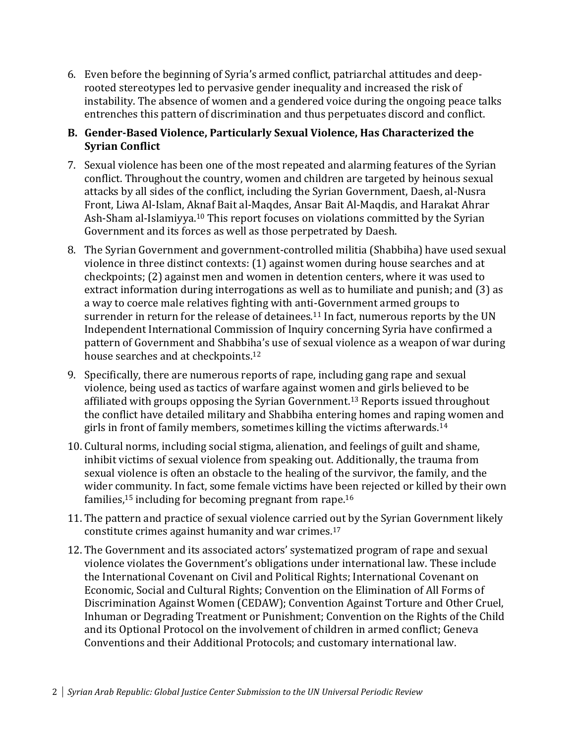6. Even before the beginning of Syria's armed conflict, patriarchal attitudes and deep-rooted stereotypes led to pervasive gender inequality and increased the risk of instability. The absence of women and a gendered voice during the ongoing peace talks entrenches this pattern of discrimination and thus perpetuates discord and conflict.

**B. Gender-Based Violence, Particularly Sexual Violence, Has Characterized the Syrian Conflict**

7. Sexual violence has been one of the most repeated and alarming features of the Syrian conflict. Throughout the country, women and children are targeted by heinous sexual attacks by all sides of the conflict, including the Syrian Government, Daesh, al-Nusra Front, Liwa Al-Islam, Aknaf Bait al-Maqdes, Ansar Bait Al-Maqdis, and Harakat Ahrar Ash-Sham al-Islamiyya.[10] This report focuses on violations committed by the Syrian Government and its forces as well as those perpetrated by Daesh.

8. The Syrian Government and government-controlled militia (Shabbiha) have used sexual violence in three distinct contexts: (1) against women during house searches and at checkpoints; (2) against men and women in detention centers, where it was used to extract information during interrogations as well as to humiliate and punish; and (3) as a way to coerce male relatives fighting with anti-Government armed groups to surrender in return for the release of detainees.[11] In fact, numerous reports by the UN Independent International Commission of Inquiry concerning Syria have confirmed a pattern of Government and Shabbiha's use of sexual violence as a weapon of war during house searches and at checkpoints.[12]

9. Specifically, there are numerous reports of rape, including gang rape and sexual violence, being used as tactics of warfare against women and girls believed to be affiliated with groups opposing the Syrian Government.[13] Reports issued throughout the conflict have detailed military and Shabbiha entering homes and raping women and girls in front of family members, sometimes killing the victims afterwards.[14]

10. Cultural norms, including social stigma, alienation, and feelings of guilt and shame, inhibit victims of sexual violence from speaking out. Additionally, the trauma from sexual violence is often an obstacle to the healing of the survivor, the family, and the wider community. In fact, some female victims have been rejected or killed by their own families,[15] including for becoming pregnant from rape.[16]

11. The pattern and practice of sexual violence carried out by the Syrian Government likely constitute crimes against humanity and war crimes.[17]

12. The Government and its associated actors' systematized program of rape and sexual violence violates the Government's obligations under international law. These include the International Covenant on Civil and Political Rights; International Covenant on Economic, Social and Cultural Rights; Convention on the Elimination of All Forms of Discrimination Against Women (CEDAW); Convention Against Torture and Other Cruel, Inhuman or Degrading Treatment or Punishment; Convention on the Rights of the Child and its Optional Protocol on the involvement of children in armed conflict; Geneva Conventions and their Additional Protocols; and customary international law.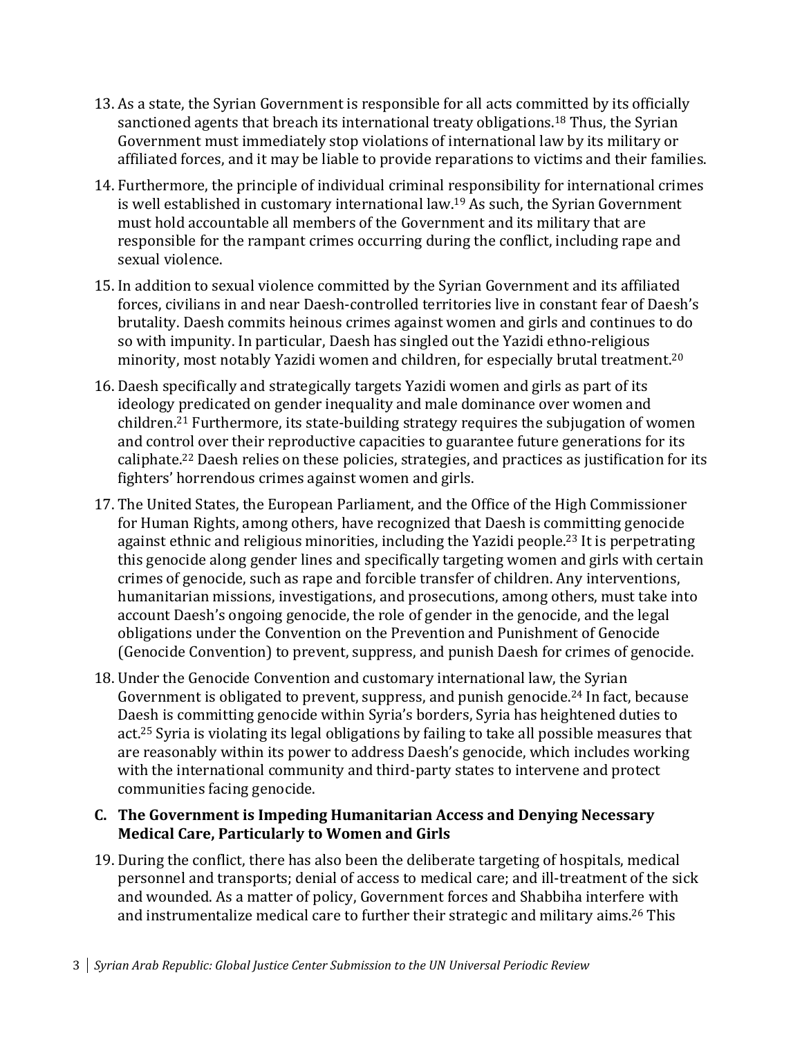13. As a state, the Syrian Government is responsible for all acts committed by its officially sanctioned agents that breach its international treaty obligations.[18] Thus, the Syrian Government must immediately stop violations of international law by its military or affiliated forces, and it may be liable to provide reparations to victims and their families.

14. Furthermore, the principle of individual criminal responsibility for international crimes is well established in customary international law.[19] As such, the Syrian Government must hold accountable all members of the Government and its military that are responsible for the rampant crimes occurring during the conflict, including rape and sexual violence.

15. In addition to sexual violence committed by the Syrian Government and its affiliated forces, civilians in and near Daesh-controlled territories live in constant fear of Daesh's brutality. Daesh commits heinous crimes against women and girls and continues to do so with impunity. In particular, Daesh has singled out the Yazidi ethno-religious minority, most notably Yazidi women and children, for especially brutal treatment.[20]

16. Daesh specifically and strategically targets Yazidi women and girls as part of its ideology predicated on gender inequality and male dominance over women and children.[21] Furthermore, its state-building strategy requires the subjugation of women and control over their reproductive capacities to guarantee future generations for its caliphate.[22] Daesh relies on these policies, strategies, and practices as justification for its fighters' horrendous crimes against women and girls.

17. The United States, the European Parliament, and the Office of the High Commissioner for Human Rights, among others, have recognized that Daesh is committing genocide against ethnic and religious minorities, including the Yazidi people.[23] It is perpetrating this genocide along gender lines and specifically targeting women and girls with certain crimes of genocide, such as rape and forcible transfer of children. Any interventions, humanitarian missions, investigations, and prosecutions, among others, must take into account Daesh's ongoing genocide, the role of gender in the genocide, and the legal obligations under the Convention on the Prevention and Punishment of Genocide (Genocide Convention) to prevent, suppress, and punish Daesh for crimes of genocide.

18. Under the Genocide Convention and customary international law, the Syrian Government is obligated to prevent, suppress, and punish genocide.[24] In fact, because Daesh is committing genocide within Syria's borders, Syria has heightened duties to act.[25] Syria is violating its legal obligations by failing to take all possible measures that are reasonably within its power to address Daesh's genocide, which includes working with the international community and third-party states to intervene and protect communities facing genocide.

### C. The Government is Impeding Humanitarian Access and Denying Necessary Medical Care, Particularly to Women and Girls

19. During the conflict, there has also been the deliberate targeting of hospitals, medical personnel and transports; denial of access to medical care; and ill-treatment of the sick and wounded. As a matter of policy, Government forces and Shabbiha interfere with and instrumentalize medical care to further their strategic and military aims.[26] This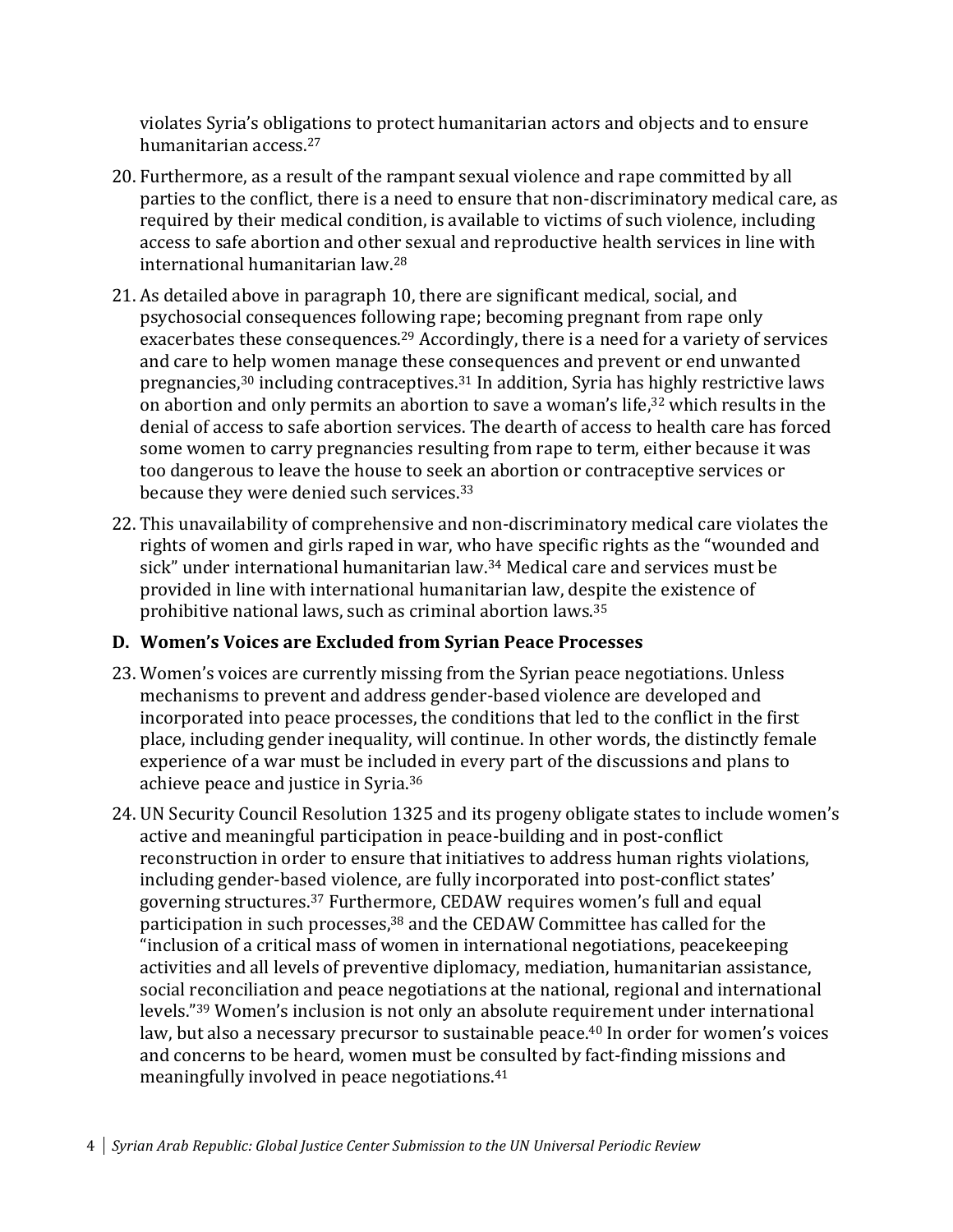violates Syria's obligations to protect humanitarian actors and objects and to ensure humanitarian access.[27]

20. Furthermore, as a result of the rampant sexual violence and rape committed by all parties to the conflict, there is a need to ensure that non-discriminatory medical care, as required by their medical condition, is available to victims of such violence, including access to safe abortion and other sexual and reproductive health services in line with international humanitarian law.[28]

21. As detailed above in paragraph 10, there are significant medical, social, and psychosocial consequences following rape; becoming pregnant from rape only exacerbates these consequences.[29] Accordingly, there is a need for a variety of services and care to help women manage these consequences and prevent or end unwanted pregnancies,[30] including contraceptives.[31] In addition, Syria has highly restrictive laws on abortion and only permits an abortion to save a woman's life,[32] which results in the denial of access to safe abortion services. The dearth of access to health care has forced some women to carry pregnancies resulting from rape to term, either because it was too dangerous to leave the house to seek an abortion or contraceptive services or because they were denied such services.[33]

22. This unavailability of comprehensive and non-discriminatory medical care violates the rights of women and girls raped in war, who have specific rights as the "wounded and sick" under international humanitarian law.[34] Medical care and services must be provided in line with international humanitarian law, despite the existence of prohibitive national laws, such as criminal abortion laws.[35]

### D. Women's Voices are Excluded from Syrian Peace Processes

23. Women's voices are currently missing from the Syrian peace negotiations. Unless mechanisms to prevent and address gender-based violence are developed and incorporated into peace processes, the conditions that led to the conflict in the first place, including gender inequality, will continue. In other words, the distinctly female experience of a war must be included in every part of the discussions and plans to achieve peace and justice in Syria.[36]

24. UN Security Council Resolution 1325 and its progeny obligate states to include women's active and meaningful participation in peace-building and in post-conflict reconstruction in order to ensure that initiatives to address human rights violations, including gender-based violence, are fully incorporated into post-conflict states' governing structures.[37] Furthermore, CEDAW requires women's full and equal participation in such processes,[38] and the CEDAW Committee has called for the "inclusion of a critical mass of women in international negotiations, peacekeeping activities and all levels of preventive diplomacy, mediation, humanitarian assistance, social reconciliation and peace negotiations at the national, regional and international levels."[39] Women's inclusion is not only an absolute requirement under international law, but also a necessary precursor to sustainable peace.[40] In order for women's voices and concerns to be heard, women must be consulted by fact-finding missions and meaningfully involved in peace negotiations.[41]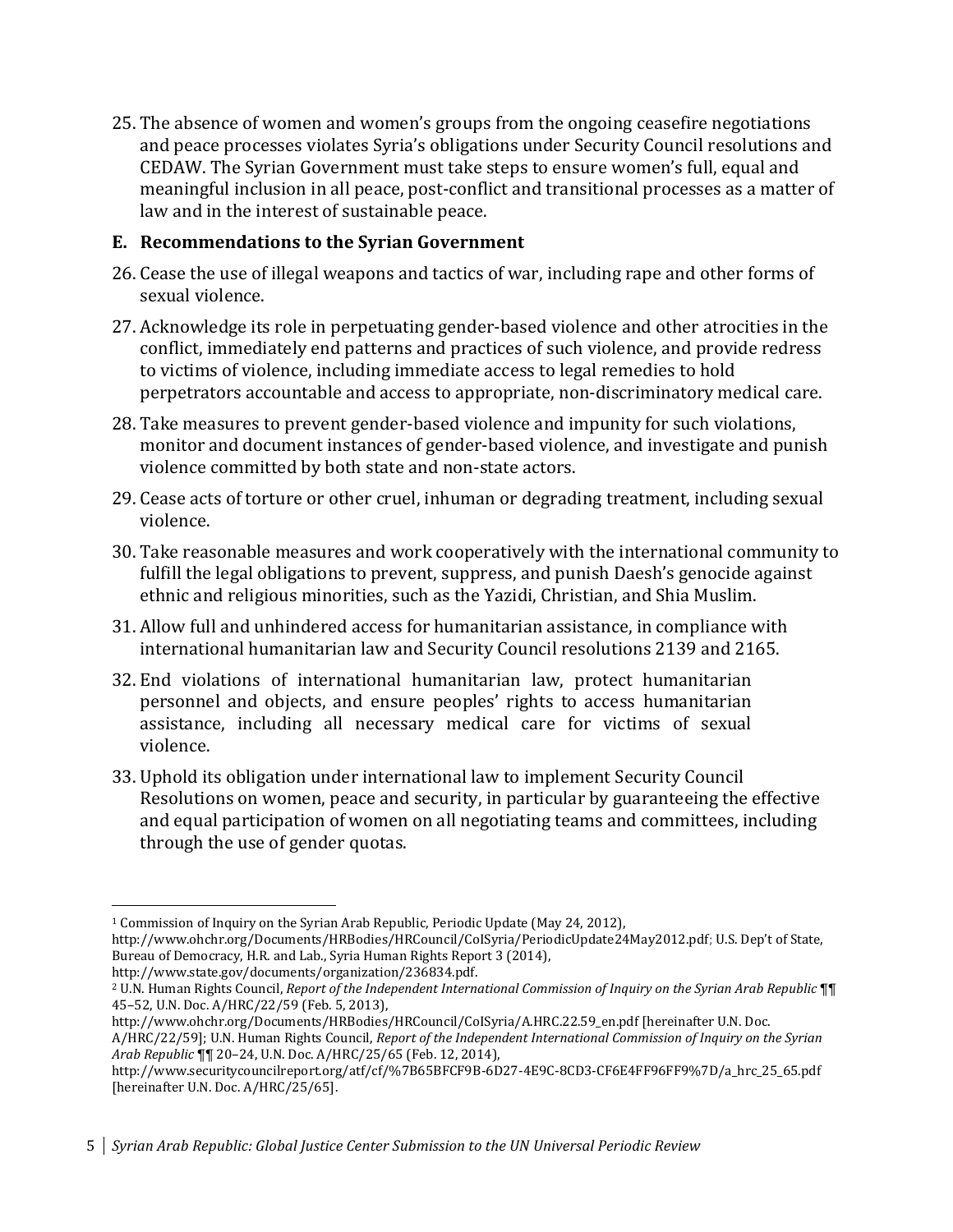25. The absence of women and women's groups from the ongoing ceasefire negotiations and peace processes violates Syria's obligations under Security Council resolutions and CEDAW. The Syrian Government must take steps to ensure women's full, equal and meaningful inclusion in all peace, post-conflict and transitional processes as a matter of law and in the interest of sustainable peace.

### E. Recommendations to the Syrian Government

26. Cease the use of illegal weapons and tactics of war, including rape and other forms of sexual violence.
27. Acknowledge its role in perpetuating gender-based violence and other atrocities in the conflict, immediately end patterns and practices of such violence, and provide redress to victims of violence, including immediate access to legal remedies to hold perpetrators accountable and access to appropriate, non-discriminatory medical care.
28. Take measures to prevent gender-based violence and impunity for such violations, monitor and document instances of gender-based violence, and investigate and punish violence committed by both state and non-state actors.
29. Cease acts of torture or other cruel, inhuman or degrading treatment, including sexual violence.
30. Take reasonable measures and work cooperatively with the international community to fulfill the legal obligations to prevent, suppress, and punish Daesh's genocide against ethnic and religious minorities, such as the Yazidi, Christian, and Shia Muslim.
31. Allow full and unhindered access for humanitarian assistance, in compliance with international humanitarian law and Security Council resolutions 2139 and 2165.
32. End violations of international humanitarian law, protect humanitarian personnel and objects, and ensure peoples' rights to access humanitarian assistance, including all necessary medical care for victims of sexual violence.
33. Uphold its obligation under international law to implement Security Council Resolutions on women, peace and security, in particular by guaranteeing the effective and equal participation of women on all negotiating teams and committees, including through the use of gender quotas.

---

[1] Commission of Inquiry on the Syrian Arab Republic, Periodic Update (May 24, 2012), http://www.ohchr.org/Documents/HRBodies/HRCouncil/CoISyria/PeriodicUpdate24May2012.pdf; U.S. Dep't of State, Bureau of Democracy, H.R. and Lab., Syria Human Rights Report 3 (2014), http://www.state.gov/documents/organization/236834.pdf.

[2] U.N. Human Rights Council, *Report of the Independent International Commission of Inquiry on the Syrian Arab Republic* ¶¶ 45–52, U.N. Doc. A/HRC/22/59 (Feb. 5, 2013), http://www.ohchr.org/Documents/HRBodies/HRCouncil/CoISyria/A.HRC.22.59_en.pdf [hereinafter U.N. Doc. A/HRC/22/59]; U.N. Human Rights Council, *Report of the Independent International Commission of Inquiry on the Syrian Arab Republic* ¶¶ 20–24, U.N. Doc. A/HRC/25/65 (Feb. 12, 2014), http://www.securitycouncilreport.org/atf/cf/%7B65BFCF9B-6D27-4E9C-8CD3-CF6E4FF96FF9%7D/a_hrc_25_65.pdf [hereinafter U.N. Doc. A/HRC/25/65].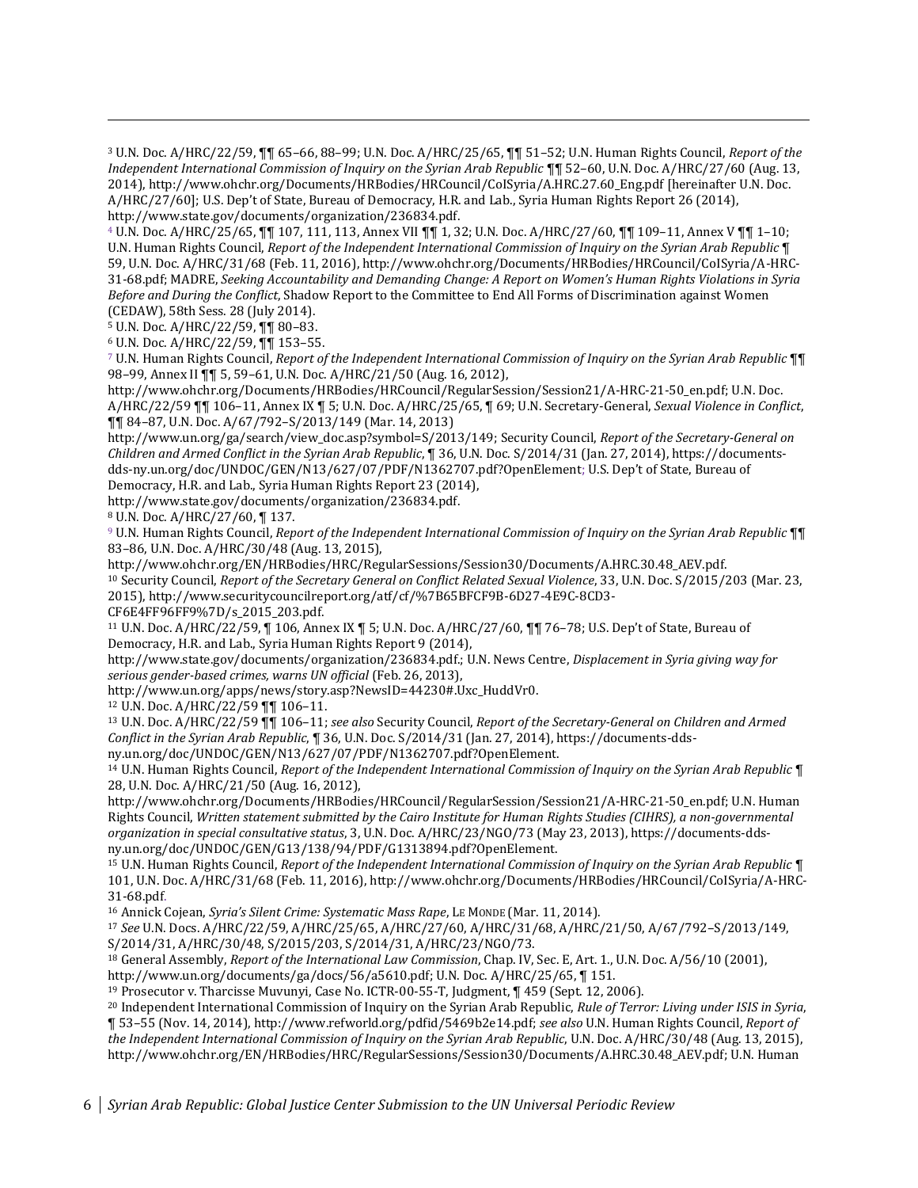[3] U.N. Doc. A/HRC/22/59, ¶¶ 65–66, 88–99; U.N. Doc. A/HRC/25/65, ¶¶ 51–52; U.N. Human Rights Council, *Report of the Independent International Commission of Inquiry on the Syrian Arab Republic* ¶¶ 52–60, U.N. Doc. A/HRC/27/60 (Aug. 13, 2014), http://www.ohchr.org/Documents/HRBodies/HRCouncil/CoISyria/A.HRC.27.60_Eng.pdf [hereinafter U.N. Doc. A/HRC/27/60]; U.S. Dep't of State, Bureau of Democracy, H.R. and Lab., Syria Human Rights Report 26 (2014), http://www.state.gov/documents/organization/236834.pdf.

[4] U.N. Doc. A/HRC/25/65, ¶¶ 107, 111, 113, Annex VII ¶¶ 1, 32; U.N. Doc. A/HRC/27/60, ¶¶ 109–11, Annex V ¶¶ 1–10; U.N. Human Rights Council, *Report of the Independent International Commission of Inquiry on the Syrian Arab Republic* ¶ 59, U.N. Doc. A/HRC/31/68 (Feb. 11, 2016), http://www.ohchr.org/Documents/HRBodies/HRCouncil/CoISyria/A-HRC-31-68.pdf; MADRE, *Seeking Accountability and Demanding Change: A Report on Women's Human Rights Violations in Syria Before and During the Conflict*, Shadow Report to the Committee to End All Forms of Discrimination against Women (CEDAW), 58th Sess. 28 (July 2014).

[5] U.N. Doc. A/HRC/22/59, ¶¶ 80–83.

[6] U.N. Doc. A/HRC/22/59, ¶¶ 153–55.

[7] U.N. Human Rights Council, *Report of the Independent International Commission of Inquiry on the Syrian Arab Republic* ¶¶ 98–99, Annex II ¶¶ 5, 59–61, U.N. Doc. A/HRC/21/50 (Aug. 16, 2012), http://www.ohchr.org/Documents/HRBodies/HRCouncil/RegularSession/Session21/A-HRC-21-50_en.pdf; U.N. Doc. A/HRC/22/59 ¶¶ 106–11, Annex IX ¶ 5; U.N. Doc. A/HRC/25/65, ¶ 69; U.N. Secretary-General, *Sexual Violence in Conflict*, ¶¶ 84–87, U.N. Doc. A/67/792–S/2013/149 (Mar. 14, 2013) http://www.un.org/ga/search/view_doc.asp?symbol=S/2013/149; Security Council, *Report of the Secretary-General on Children and Armed Conflict in the Syrian Arab Republic*, ¶ 36, U.N. Doc. S/2014/31 (Jan. 27, 2014), https://documents-dds-ny.un.org/doc/UNDOC/GEN/N13/627/07/PDF/N1362707.pdf?OpenElement; U.S. Dep't of State, Bureau of Democracy, H.R. and Lab., Syria Human Rights Report 23 (2014), http://www.state.gov/documents/organization/236834.pdf.

[8] U.N. Doc. A/HRC/27/60, ¶ 137.

[9] U.N. Human Rights Council, *Report of the Independent International Commission of Inquiry on the Syrian Arab Republic* ¶¶ 83–86, U.N. Doc. A/HRC/30/48 (Aug. 13, 2015), http://www.ohchr.org/EN/HRBodies/HRC/RegularSessions/Session30/Documents/A.HRC.30.48_AEV.pdf.

[10] Security Council, *Report of the Secretary General on Conflict Related Sexual Violence*, 33, U.N. Doc. S/2015/203 (Mar. 23, 2015), http://www.securitycouncilreport.org/atf/cf/%7B65BFCF9B-6D27-4E9C-8CD3-CF6E4FF96FF9%7D/s_2015_203.pdf.

[11] U.N. Doc. A/HRC/22/59, ¶ 106, Annex IX ¶ 5; U.N. Doc. A/HRC/27/60, ¶¶ 76–78; U.S. Dep't of State, Bureau of Democracy, H.R. and Lab., Syria Human Rights Report 9 (2014), http://www.state.gov/documents/organization/236834.pdf.; U.N. News Centre, *Displacement in Syria giving way for serious gender-based crimes, warns UN official* (Feb. 26, 2013), http://www.un.org/apps/news/story.asp?NewsID=44230#.Uxc_HuddVr0.

[12] U.N. Doc. A/HRC/22/59 ¶¶ 106–11.

[13] U.N. Doc. A/HRC/22/59 ¶¶ 106–11; *see also* Security Council, *Report of the Secretary-General on Children and Armed Conflict in the Syrian Arab Republic*, ¶ 36, U.N. Doc. S/2014/31 (Jan. 27, 2014), https://documents-dds-ny.un.org/doc/UNDOC/GEN/N13/627/07/PDF/N1362707.pdf?OpenElement.

[14] U.N. Human Rights Council, *Report of the Independent International Commission of Inquiry on the Syrian Arab Republic* ¶ 28, U.N. Doc. A/HRC/21/50 (Aug. 16, 2012), http://www.ohchr.org/Documents/HRBodies/HRCouncil/RegularSession/Session21/A-HRC-21-50_en.pdf; U.N. Human Rights Council, *Written statement submitted by the Cairo Institute for Human Rights Studies (CIHRS), a non-governmental organization in special consultative status*, 3, U.N. Doc. A/HRC/23/NGO/73 (May 23, 2013), https://documents-dds-ny.un.org/doc/UNDOC/GEN/G13/138/94/PDF/G1313894.pdf?OpenElement.

[15] U.N. Human Rights Council, *Report of the Independent International Commission of Inquiry on the Syrian Arab Republic* ¶ 101, U.N. Doc. A/HRC/31/68 (Feb. 11, 2016), http://www.ohchr.org/Documents/HRBodies/HRCouncil/CoISyria/A-HRC-31-68.pdf.

[16] Annick Cojean, *Syria's Silent Crime: Systematic Mass Rape*, LE MONDE (Mar. 11, 2014).

[17] *See* U.N. Docs. A/HRC/22/59, A/HRC/25/65, A/HRC/27/60, A/HRC/31/68, A/HRC/21/50, A/67/792–S/2013/149, S/2014/31, A/HRC/30/48, S/2015/203, S/2014/31, A/HRC/23/NGO/73.

[18] General Assembly, *Report of the International Law Commission*, Chap. IV, Sec. E, Art. 1., U.N. Doc. A/56/10 (2001), http://www.un.org/documents/ga/docs/56/a5610.pdf; U.N. Doc. A/HRC/25/65, ¶ 151.

[19] Prosecutor v. Tharcisse Muvunyi, Case No. ICTR-00-55-T, Judgment, ¶ 459 (Sept. 12, 2006).

[20] Independent International Commission of Inquiry on the Syrian Arab Republic, *Rule of Terror: Living under ISIS in Syria*, ¶ 53–55 (Nov. 14, 2014), http://www.refworld.org/pdfid/5469b2e14.pdf; *see also* U.N. Human Rights Council, *Report of the Independent International Commission of Inquiry on the Syrian Arab Republic*, U.N. Doc. A/HRC/30/48 (Aug. 13, 2015), http://www.ohchr.org/EN/HRBodies/HRC/RegularSessions/Session30/Documents/A.HRC.30.48_AEV.pdf; U.N. Human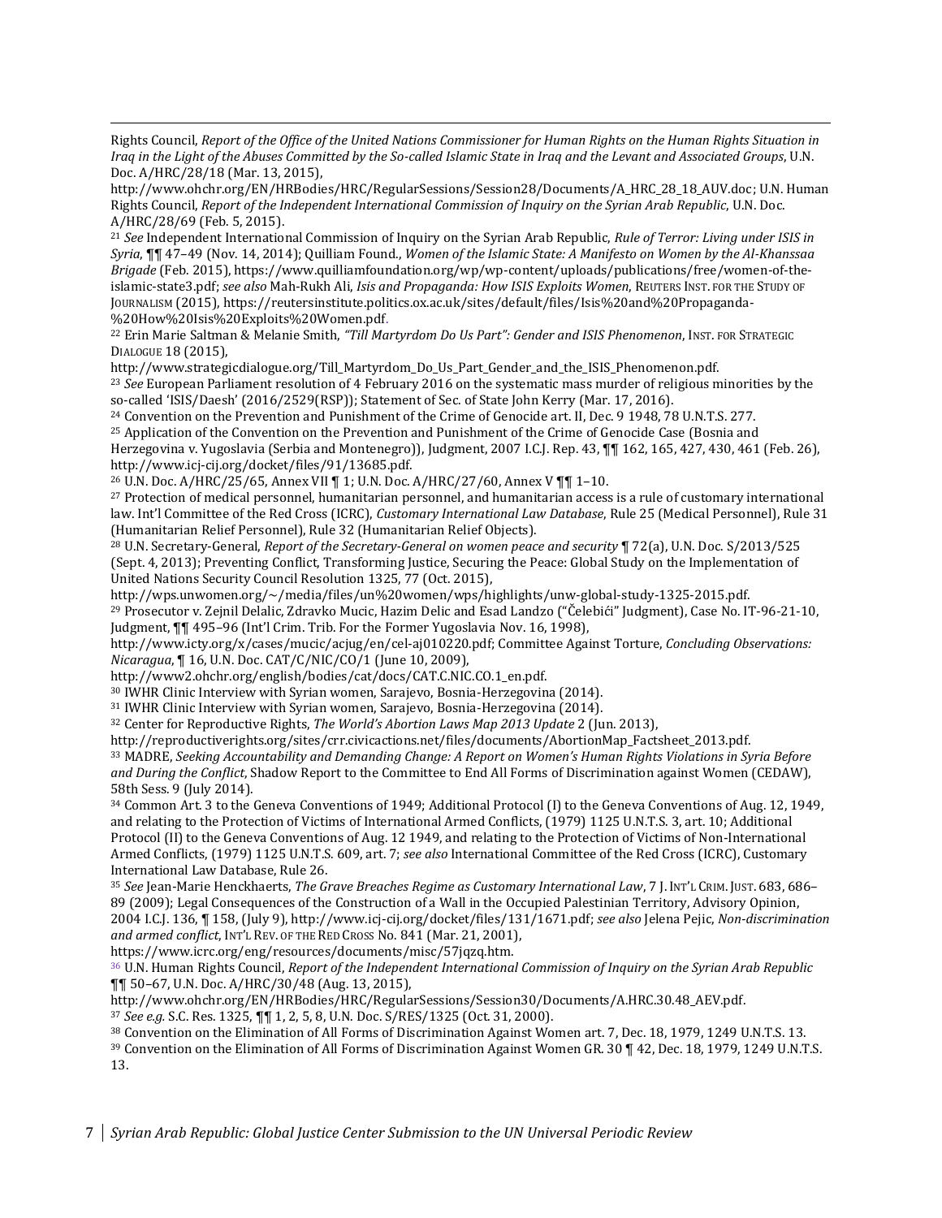Rights Council, *Report of the Office of the United Nations Commissioner for Human Rights on the Human Rights Situation in Iraq in the Light of the Abuses Committed by the So-called Islamic State in Iraq and the Levant and Associated Groups*, U.N. Doc. A/HRC/28/18 (Mar. 13, 2015), http://www.ohchr.org/EN/HRBodies/HRC/RegularSessions/Session28/Documents/A_HRC_28_18_AUV.doc; U.N. Human Rights Council, *Report of the Independent International Commission of Inquiry on the Syrian Arab Republic*, U.N. Doc. A/HRC/28/69 (Feb. 5, 2015).

[21] *See* Independent International Commission of Inquiry on the Syrian Arab Republic, *Rule of Terror: Living under ISIS in Syria*, ¶¶ 47–49 (Nov. 14, 2014); Quilliam Found., *Women of the Islamic State: A Manifesto on Women by the Al-Khanssaa Brigade* (Feb. 2015), https://www.quilliamfoundation.org/wp/wp-content/uploads/publications/free/women-of-the-islamic-state3.pdf; *see also* Mah-Rukh Ali, *Isis and Propaganda: How ISIS Exploits Women*, REUTERS INST. FOR THE STUDY OF JOURNALISM (2015), https://reutersinstitute.politics.ox.ac.uk/sites/default/files/Isis%20and%20Propaganda-%20How%20Isis%20Exploits%20Women.pdf.

[22] Erin Marie Saltman & Melanie Smith, *"Till Martyrdom Do Us Part": Gender and ISIS Phenomenon*, INST. FOR STRATEGIC DIALOGUE 18 (2015), http://www.strategicdialogue.org/Till_Martyrdom_Do_Us_Part_Gender_and_the_ISIS_Phenomenon.pdf.

[23] *See* European Parliament resolution of 4 February 2016 on the systematic mass murder of religious minorities by the so-called 'ISIS/Daesh' (2016/2529(RSP)); Statement of Sec. of State John Kerry (Mar. 17, 2016).

[24] Convention on the Prevention and Punishment of the Crime of Genocide art. II, Dec. 9 1948, 78 U.N.T.S. 277.

[25] Application of the Convention on the Prevention and Punishment of the Crime of Genocide Case (Bosnia and Herzegovina v. Yugoslavia (Serbia and Montenegro)), Judgment, 2007 I.C.J. Rep. 43, ¶¶ 162, 165, 427, 430, 461 (Feb. 26), http://www.icj-cij.org/docket/files/91/13685.pdf.

[26] U.N. Doc. A/HRC/25/65, Annex VII ¶ 1; U.N. Doc. A/HRC/27/60, Annex V ¶¶ 1–10.

[27] Protection of medical personnel, humanitarian personnel, and humanitarian access is a rule of customary international law. Int'l Committee of the Red Cross (ICRC), *Customary International Law Database*, Rule 25 (Medical Personnel), Rule 31 (Humanitarian Relief Personnel), Rule 32 (Humanitarian Relief Objects).

[28] U.N. Secretary-General, *Report of the Secretary-General on women peace and security* ¶ 72(a), U.N. Doc. S/2013/525 (Sept. 4, 2013); Preventing Conflict, Transforming Justice, Securing the Peace: Global Study on the Implementation of United Nations Security Council Resolution 1325, 77 (Oct. 2015), http://wps.unwomen.org/~/media/files/un%20women/wps/highlights/unw-global-study-1325-2015.pdf.

[29] Prosecutor v. Zejnil Delalic, Zdravko Mucic, Hazim Delic and Esad Landzo ("Čelebići" Judgment), Case No. IT-96-21-10, Judgment, ¶¶ 495–96 (Int'l Crim. Trib. For the Former Yugoslavia Nov. 16, 1998), http://www.icty.org/x/cases/mucic/acjug/en/cel-aj010220.pdf; Committee Against Torture, *Concluding Observations: Nicaragua*, ¶ 16, U.N. Doc. CAT/C/NIC/CO/1 (June 10, 2009), http://www2.ohchr.org/english/bodies/cat/docs/CAT.C.NIC.CO.1_en.pdf.

[30] IWHR Clinic Interview with Syrian women, Sarajevo, Bosnia-Herzegovina (2014).

[31] IWHR Clinic Interview with Syrian women, Sarajevo, Bosnia-Herzegovina (2014).

[32] Center for Reproductive Rights, *The World's Abortion Laws Map 2013 Update* 2 (Jun. 2013), http://reproductiverights.org/sites/crr.civicactions.net/files/documents/AbortionMap_Factsheet_2013.pdf.

[33] MADRE, *Seeking Accountability and Demanding Change: A Report on Women's Human Rights Violations in Syria Before and During the Conflict*, Shadow Report to the Committee to End All Forms of Discrimination against Women (CEDAW), 58th Sess. 9 (July 2014).

[34] Common Art. 3 to the Geneva Conventions of 1949; Additional Protocol (I) to the Geneva Conventions of Aug. 12, 1949, and relating to the Protection of Victims of International Armed Conflicts, (1979) 1125 U.N.T.S. 3, art. 10; Additional Protocol (II) to the Geneva Conventions of Aug. 12 1949, and relating to the Protection of Victims of Non-International Armed Conflicts, (1979) 1125 U.N.T.S. 609, art. 7; *see also* International Committee of the Red Cross (ICRC), Customary International Law Database, Rule 26.

[35] *See* Jean-Marie Henckhaerts, *The Grave Breaches Regime as Customary International Law*, 7 J. INT'L CRIM. JUST. 683, 686–89 (2009); Legal Consequences of the Construction of a Wall in the Occupied Palestinian Territory, Advisory Opinion, 2004 I.C.J. 136, ¶ 158, (July 9), http://www.icj-cij.org/docket/files/131/1671.pdf; *see also* Jelena Pejic, *Non-discrimination and armed conflict*, INT'L REV. OF THE RED CROSS No. 841 (Mar. 21, 2001), https://www.icrc.org/eng/resources/documents/misc/57jqzq.htm.

[36] U.N. Human Rights Council, *Report of the Independent International Commission of Inquiry on the Syrian Arab Republic* ¶¶ 50–67, U.N. Doc. A/HRC/30/48 (Aug. 13, 2015), http://www.ohchr.org/EN/HRBodies/HRC/RegularSessions/Session30/Documents/A.HRC.30.48_AEV.pdf.

[37] *See e.g.* S.C. Res. 1325, ¶¶ 1, 2, 5, 8, U.N. Doc. S/RES/1325 (Oct. 31, 2000).

[38] Convention on the Elimination of All Forms of Discrimination Against Women art. 7, Dec. 18, 1979, 1249 U.N.T.S. 13.

[39] Convention on the Elimination of All Forms of Discrimination Against Women GR. 30 ¶ 42, Dec. 18, 1979, 1249 U.N.T.S. 13.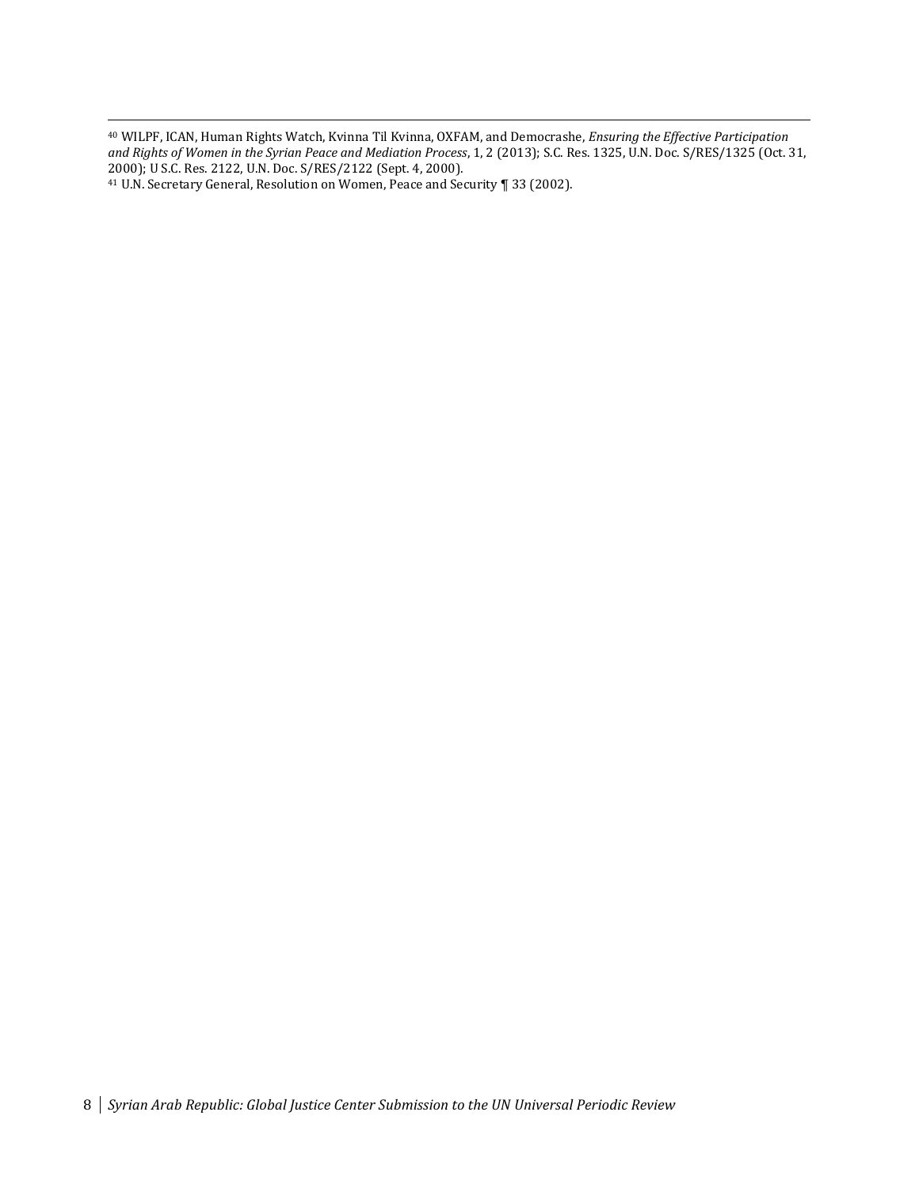[40] WILPF, ICAN, Human Rights Watch, Kvinna Til Kvinna, OXFAM, and Democrashe, *Ensuring the Effective Participation and Rights of Women in the Syrian Peace and Mediation Process*, 1, 2 (2013); S.C. Res. 1325, U.N. Doc. S/RES/1325 (Oct. 31, 2000); U S.C. Res. 2122, U.N. Doc. S/RES/2122 (Sept. 4, 2000).

[41] U.N. Secretary General, Resolution on Women, Peace and Security ¶ 33 (2002).